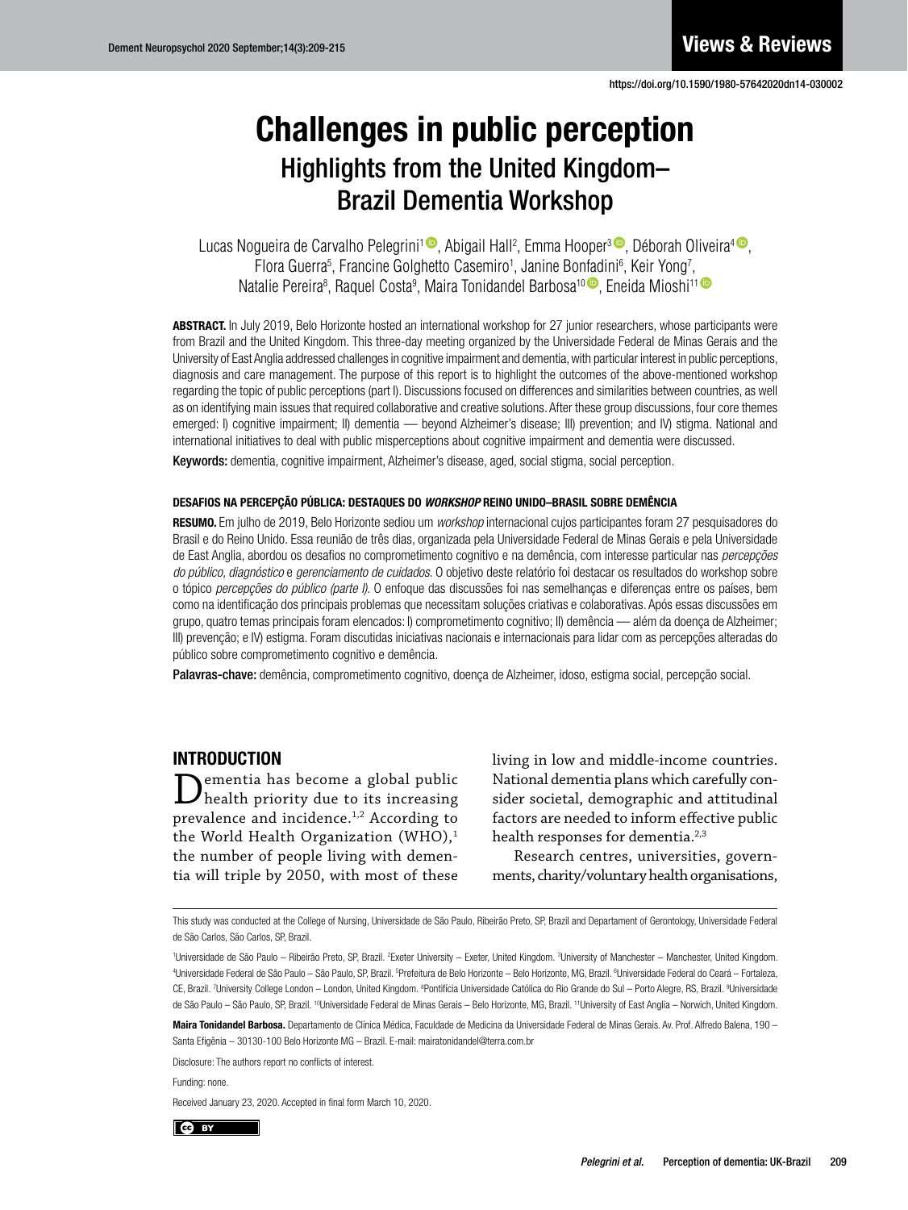Views & Reviews

https://doi.org/10.1590/1980-57642020dn14-030002

# Challenges in public perception
## Highlights from the United Kingdom–Brazil Dementia Workshop

Lucas Nogueira de Carvalho Pelegrini[1], Abigail Hall[2], Emma Hooper[3], Déborah Oliveira[4], Flora Guerra[5], Francine Golghetto Casemiro[1], Janine Bonfadini[6], Keir Yong[7], Natalie Pereira[8], Raquel Costa[9], Maira Tonidandel Barbosa[10], Eneida Mioshi[11]

**ABSTRACT.** In July 2019, Belo Horizonte hosted an international workshop for 27 junior researchers, whose participants were from Brazil and the United Kingdom. This three-day meeting organized by the Universidade Federal de Minas Gerais and the University of East Anglia addressed challenges in cognitive impairment and dementia, with particular interest in public perceptions, diagnosis and care management. The purpose of this report is to highlight the outcomes of the above-mentioned workshop regarding the topic of public perceptions (part I). Discussions focused on differences and similarities between countries, as well as on identifying main issues that required collaborative and creative solutions. After these group discussions, four core themes emerged: I) cognitive impairment; II) dementia — beyond Alzheimer's disease; III) prevention; and IV) stigma. National and international initiatives to deal with public misperceptions about cognitive impairment and dementia were discussed.

**Keywords:** dementia, cognitive impairment, Alzheimer's disease, aged, social stigma, social perception.

**DESAFIOS NA PERCEPÇÃO PÚBLICA: DESTAQUES DO *WORKSHOP* REINO UNIDO–BRASIL SOBRE DEMÊNCIA**

**RESUMO.** Em julho de 2019, Belo Horizonte sediou um *workshop* internacional cujos participantes foram 27 pesquisadores do Brasil e do Reino Unido. Essa reunião de três dias, organizada pela Universidade Federal de Minas Gerais e pela Universidade de East Anglia, abordou os desafios no comprometimento cognitivo e na demência, com interesse particular nas *percepções do público, diagnóstico* e *gerenciamento de cuidados*. O objetivo deste relatório foi destacar os resultados do workshop sobre o tópico *percepções do público (parte I)*. O enfoque das discussões foi nas semelhanças e diferenças entre os países, bem como na identificação dos principais problemas que necessitam soluções criativas e colaborativas. Após essas discussões em grupo, quatro temas principais foram elencados: I) comprometimento cognitivo; II) demência — além da doença de Alzheimer; III) prevenção; e IV) estigma. Foram discutidas iniciativas nacionais e internacionais para lidar com as percepções alteradas do público sobre comprometimento cognitivo e demência.

**Palavras-chave:** demência, comprometimento cognitivo, doença de Alzheimer, idoso, estigma social, percepção social.

## INTRODUCTION

Dementia has become a global public health priority due to its increasing prevalence and incidence.[1,2] According to the World Health Organization (WHO),[1] the number of people living with dementia will triple by 2050, with most of these living in low and middle-income countries. National dementia plans which carefully consider societal, demographic and attitudinal factors are needed to inform effective public health responses for dementia.[2,3]

Research centres, universities, governments, charity/voluntary health organisations,

---

This study was conducted at the College of Nursing, Universidade de São Paulo, Ribeirão Preto, SP, Brazil and Departament of Gerontology, Universidade Federal de São Carlos, São Carlos, SP, Brazil.

[1]Universidade de São Paulo – Ribeirão Preto, SP, Brazil. [2]Exeter University – Exeter, United Kingdom. [3]University of Manchester – Manchester, United Kingdom. [4]Universidade Federal de São Paulo – São Paulo, SP, Brazil. [5]Prefeitura de Belo Horizonte – Belo Horizonte, MG, Brazil. [6]Universidade Federal do Ceará – Fortaleza, CE, Brazil. [7]University College London – London, United Kingdom. [8]Pontifícia Universidade Católica do Rio Grande do Sul – Porto Alegre, RS, Brazil. [9]Universidade de São Paulo – São Paulo, SP, Brazil. [10]Universidade Federal de Minas Gerais – Belo Horizonte, MG, Brazil. [11]University of East Anglia – Norwich, United Kingdom.

**Maira Tonidandel Barbosa.** Departamento de Clínica Médica, Faculdade de Medicina da Universidade Federal de Minas Gerais. Av. Prof. Alfredo Balena, 190 – Santa Efigênia – 30130-100 Belo Horizonte MG – Brazil. E-mail: mairatonidandel@terra.com.br

Disclosure: The authors report no conflicts of interest.

Funding: none.

Received January 23, 2020. Accepted in final form March 10, 2020.

CC BY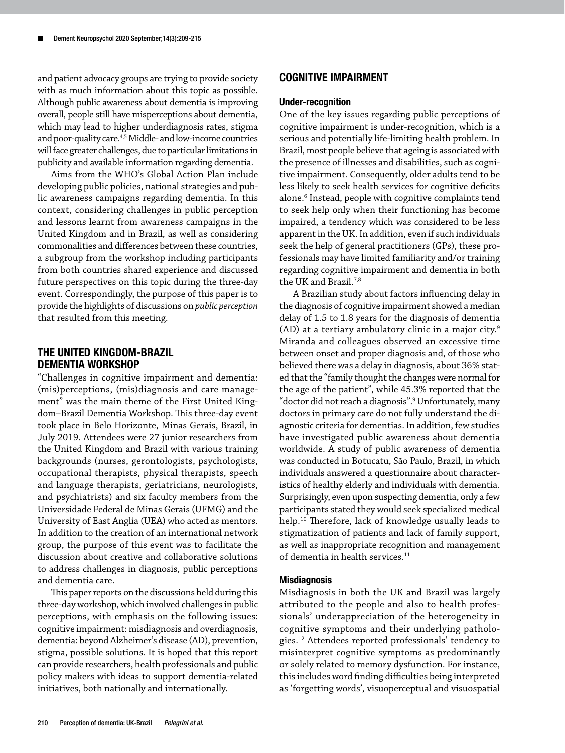and patient advocacy groups are trying to provide society with as much information about this topic as possible. Although public awareness about dementia is improving overall, people still have misperceptions about dementia, which may lead to higher underdiagnosis rates, stigma and poor-quality care.[4,5] Middle- and low-income countries will face greater challenges, due to particular limitations in publicity and available information regarding dementia.

Aims from the WHO's Global Action Plan include developing public policies, national strategies and public awareness campaigns regarding dementia. In this context, considering challenges in public perception and lessons learnt from awareness campaigns in the United Kingdom and in Brazil, as well as considering commonalities and differences between these countries, a subgroup from the workshop including participants from both countries shared experience and discussed future perspectives on this topic during the three-day event. Correspondingly, the purpose of this paper is to provide the highlights of discussions on *public perception* that resulted from this meeting.

## THE UNITED KINGDOM-BRAZIL DEMENTIA WORKSHOP

"Challenges in cognitive impairment and dementia: (mis)perceptions, (mis)diagnosis and care management" was the main theme of the First United Kingdom–Brazil Dementia Workshop. This three-day event took place in Belo Horizonte, Minas Gerais, Brazil, in July 2019. Attendees were 27 junior researchers from the United Kingdom and Brazil with various training backgrounds (nurses, gerontologists, psychologists, occupational therapists, physical therapists, speech and language therapists, geriatricians, neurologists, and psychiatrists) and six faculty members from the Universidade Federal de Minas Gerais (UFMG) and the University of East Anglia (UEA) who acted as mentors. In addition to the creation of an international network group, the purpose of this event was to facilitate the discussion about creative and collaborative solutions to address challenges in diagnosis, public perceptions and dementia care.

This paper reports on the discussions held during this three-day workshop, which involved challenges in public perceptions, with emphasis on the following issues: cognitive impairment: misdiagnosis and overdiagnosis, dementia: beyond Alzheimer's disease (AD), prevention, stigma, possible solutions. It is hoped that this report can provide researchers, health professionals and public policy makers with ideas to support dementia-related initiatives, both nationally and internationally.

## COGNITIVE IMPAIRMENT

### Under-recognition

One of the key issues regarding public perceptions of cognitive impairment is under-recognition, which is a serious and potentially life-limiting health problem. In Brazil, most people believe that ageing is associated with the presence of illnesses and disabilities, such as cognitive impairment. Consequently, older adults tend to be less likely to seek health services for cognitive deficits alone.[6] Instead, people with cognitive complaints tend to seek help only when their functioning has become impaired, a tendency which was considered to be less apparent in the UK. In addition, even if such individuals seek the help of general practitioners (GPs), these professionals may have limited familiarity and/or training regarding cognitive impairment and dementia in both the UK and Brazil.[7,8]

A Brazilian study about factors influencing delay in the diagnosis of cognitive impairment showed a median delay of 1.5 to 1.8 years for the diagnosis of dementia (AD) at a tertiary ambulatory clinic in a major city.[9] Miranda and colleagues observed an excessive time between onset and proper diagnosis and, of those who believed there was a delay in diagnosis, about 36% stated that the "family thought the changes were normal for the age of the patient", while 45.3% reported that the "doctor did not reach a diagnosis".[9] Unfortunately, many doctors in primary care do not fully understand the diagnostic criteria for dementias. In addition, few studies have investigated public awareness about dementia worldwide. A study of public awareness of dementia was conducted in Botucatu, São Paulo, Brazil, in which individuals answered a questionnaire about characteristics of healthy elderly and individuals with dementia. Surprisingly, even upon suspecting dementia, only a few participants stated they would seek specialized medical help.[10] Therefore, lack of knowledge usually leads to stigmatization of patients and lack of family support, as well as inappropriate recognition and management of dementia in health services.[11]

### Misdiagnosis

Misdiagnosis in both the UK and Brazil was largely attributed to the people and also to health professionals' underappreciation of the heterogeneity in cognitive symptoms and their underlying pathologies.[12] Attendees reported professionals' tendency to misinterpret cognitive symptoms as predominantly or solely related to memory dysfunction. For instance, this includes word finding difficulties being interpreted as 'forgetting words', visuoperceptual and visuospatial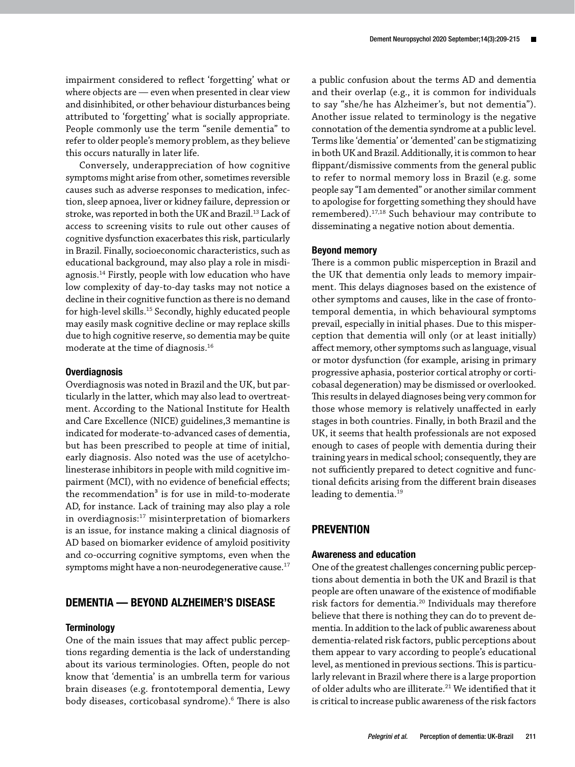impairment considered to reflect 'forgetting' what or where objects are — even when presented in clear view and disinhibited, or other behaviour disturbances being attributed to 'forgetting' what is socially appropriate. People commonly use the term "senile dementia" to refer to older people's memory problem, as they believe this occurs naturally in later life.

Conversely, underappreciation of how cognitive symptoms might arise from other, sometimes reversible causes such as adverse responses to medication, infection, sleep apnoea, liver or kidney failure, depression or stroke, was reported in both the UK and Brazil.[13] Lack of access to screening visits to rule out other causes of cognitive dysfunction exacerbates this risk, particularly in Brazil. Finally, socioeconomic characteristics, such as educational background, may also play a role in misdiagnosis.[14] Firstly, people with low education who have low complexity of day-to-day tasks may not notice a decline in their cognitive function as there is no demand for high-level skills.[15] Secondly, highly educated people may easily mask cognitive decline or may replace skills due to high cognitive reserve, so dementia may be quite moderate at the time of diagnosis.[16]

### Overdiagnosis

Overdiagnosis was noted in Brazil and the UK, but particularly in the latter, which may also lead to overtreatment. According to the National Institute for Health and Care Excellence (NICE) guidelines,3 memantine is indicated for moderate-to-advanced cases of dementia, but has been prescribed to people at time of initial, early diagnosis. Also noted was the use of acetylcholinesterase inhibitors in people with mild cognitive impairment (MCI), with no evidence of beneficial effects; the recommendation[3] is for use in mild-to-moderate AD, for instance. Lack of training may also play a role in overdiagnosis:[17] misinterpretation of biomarkers is an issue, for instance making a clinical diagnosis of AD based on biomarker evidence of amyloid positivity and co-occurring cognitive symptoms, even when the symptoms might have a non-neurodegenerative cause.[17]

## DEMENTIA — BEYOND ALZHEIMER'S DISEASE

### Terminology

One of the main issues that may affect public perceptions regarding dementia is the lack of understanding about its various terminologies. Often, people do not know that 'dementia' is an umbrella term for various brain diseases (e.g. frontotemporal dementia, Lewy body diseases, corticobasal syndrome).[6] There is also a public confusion about the terms AD and dementia and their overlap (e.g., it is common for individuals to say "she/he has Alzheimer's, but not dementia"). Another issue related to terminology is the negative connotation of the dementia syndrome at a public level. Terms like 'dementia' or 'demented' can be stigmatizing in both UK and Brazil. Additionally, it is common to hear flippant/dismissive comments from the general public to refer to normal memory loss in Brazil (e.g. some people say "I am demented" or another similar comment to apologise for forgetting something they should have remembered).[17,18] Such behaviour may contribute to disseminating a negative notion about dementia.

### Beyond memory

There is a common public misperception in Brazil and the UK that dementia only leads to memory impairment. This delays diagnoses based on the existence of other symptoms and causes, like in the case of frontotemporal dementia, in which behavioural symptoms prevail, especially in initial phases. Due to this misperception that dementia will only (or at least initially) affect memory, other symptoms such as language, visual or motor dysfunction (for example, arising in primary progressive aphasia, posterior cortical atrophy or corticobasal degeneration) may be dismissed or overlooked. This results in delayed diagnoses being very common for those whose memory is relatively unaffected in early stages in both countries. Finally, in both Brazil and the UK, it seems that health professionals are not exposed enough to cases of people with dementia during their training years in medical school; consequently, they are not sufficiently prepared to detect cognitive and functional deficits arising from the different brain diseases leading to dementia.[19]

## PREVENTION

### Awareness and education

One of the greatest challenges concerning public perceptions about dementia in both the UK and Brazil is that people are often unaware of the existence of modifiable risk factors for dementia.[20] Individuals may therefore believe that there is nothing they can do to prevent dementia. In addition to the lack of public awareness about dementia-related risk factors, public perceptions about them appear to vary according to people's educational level, as mentioned in previous sections. This is particularly relevant in Brazil where there is a large proportion of older adults who are illiterate.[21] We identified that it is critical to increase public awareness of the risk factors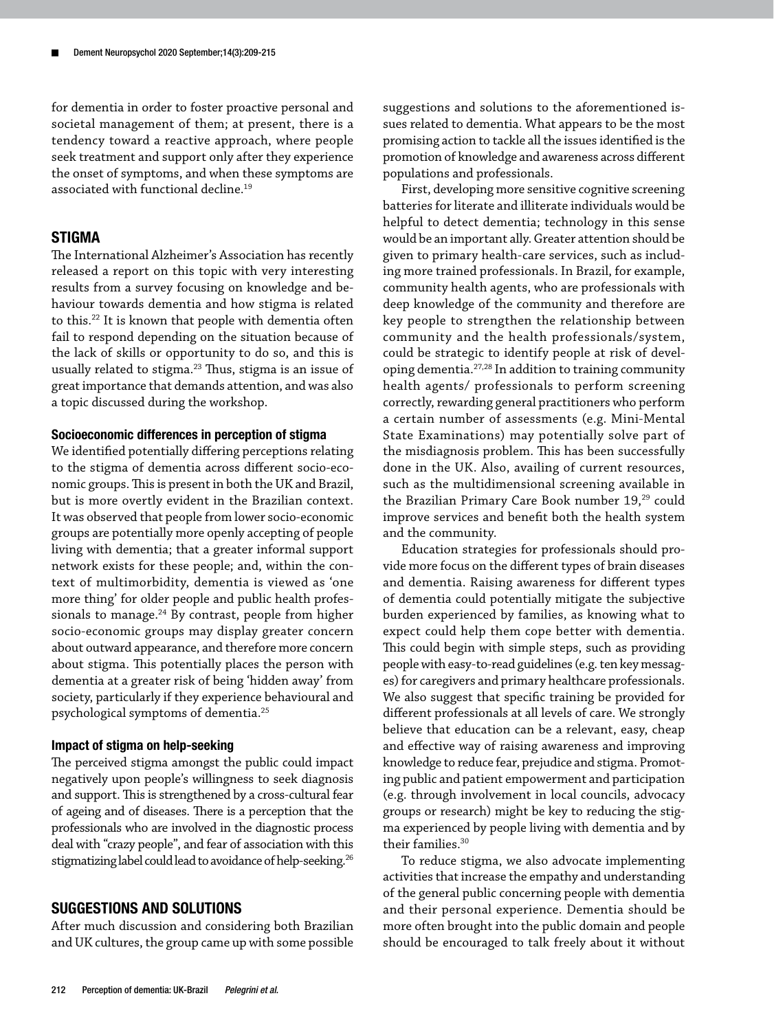for dementia in order to foster proactive personal and societal management of them; at present, there is a tendency toward a reactive approach, where people seek treatment and support only after they experience the onset of symptoms, and when these symptoms are associated with functional decline.[19]

## STIGMA

The International Alzheimer's Association has recently released a report on this topic with very interesting results from a survey focusing on knowledge and behaviour towards dementia and how stigma is related to this.[22] It is known that people with dementia often fail to respond depending on the situation because of the lack of skills or opportunity to do so, and this is usually related to stigma.[23] Thus, stigma is an issue of great importance that demands attention, and was also a topic discussed during the workshop.

### Socioeconomic differences in perception of stigma

We identified potentially differing perceptions relating to the stigma of dementia across different socio-economic groups. This is present in both the UK and Brazil, but is more overtly evident in the Brazilian context. It was observed that people from lower socio-economic groups are potentially more openly accepting of people living with dementia; that a greater informal support network exists for these people; and, within the context of multimorbidity, dementia is viewed as 'one more thing' for older people and public health professionals to manage.[24] By contrast, people from higher socio-economic groups may display greater concern about outward appearance, and therefore more concern about stigma. This potentially places the person with dementia at a greater risk of being 'hidden away' from society, particularly if they experience behavioural and psychological symptoms of dementia.[25]

### Impact of stigma on help-seeking

The perceived stigma amongst the public could impact negatively upon people's willingness to seek diagnosis and support. This is strengthened by a cross-cultural fear of ageing and of diseases. There is a perception that the professionals who are involved in the diagnostic process deal with "crazy people", and fear of association with this stigmatizing label could lead to avoidance of help-seeking.[26]

## SUGGESTIONS AND SOLUTIONS

After much discussion and considering both Brazilian and UK cultures, the group came up with some possible suggestions and solutions to the aforementioned issues related to dementia. What appears to be the most promising action to tackle all the issues identified is the promotion of knowledge and awareness across different populations and professionals.

First, developing more sensitive cognitive screening batteries for literate and illiterate individuals would be helpful to detect dementia; technology in this sense would be an important ally. Greater attention should be given to primary health-care services, such as including more trained professionals. In Brazil, for example, community health agents, who are professionals with deep knowledge of the community and therefore are key people to strengthen the relationship between community and the health professionals/system, could be strategic to identify people at risk of developing dementia.[27,28] In addition to training community health agents/ professionals to perform screening correctly, rewarding general practitioners who perform a certain number of assessments (e.g. Mini-Mental State Examinations) may potentially solve part of the misdiagnosis problem. This has been successfully done in the UK. Also, availing of current resources, such as the multidimensional screening available in the Brazilian Primary Care Book number 19,[29] could improve services and benefit both the health system and the community.

Education strategies for professionals should provide more focus on the different types of brain diseases and dementia. Raising awareness for different types of dementia could potentially mitigate the subjective burden experienced by families, as knowing what to expect could help them cope better with dementia. This could begin with simple steps, such as providing people with easy-to-read guidelines (e.g. ten key messages) for caregivers and primary healthcare professionals. We also suggest that specific training be provided for different professionals at all levels of care. We strongly believe that education can be a relevant, easy, cheap and effective way of raising awareness and improving knowledge to reduce fear, prejudice and stigma. Promoting public and patient empowerment and participation (e.g. through involvement in local councils, advocacy groups or research) might be key to reducing the stigma experienced by people living with dementia and by their families.[30]

To reduce stigma, we also advocate implementing activities that increase the empathy and understanding of the general public concerning people with dementia and their personal experience. Dementia should be more often brought into the public domain and people should be encouraged to talk freely about it without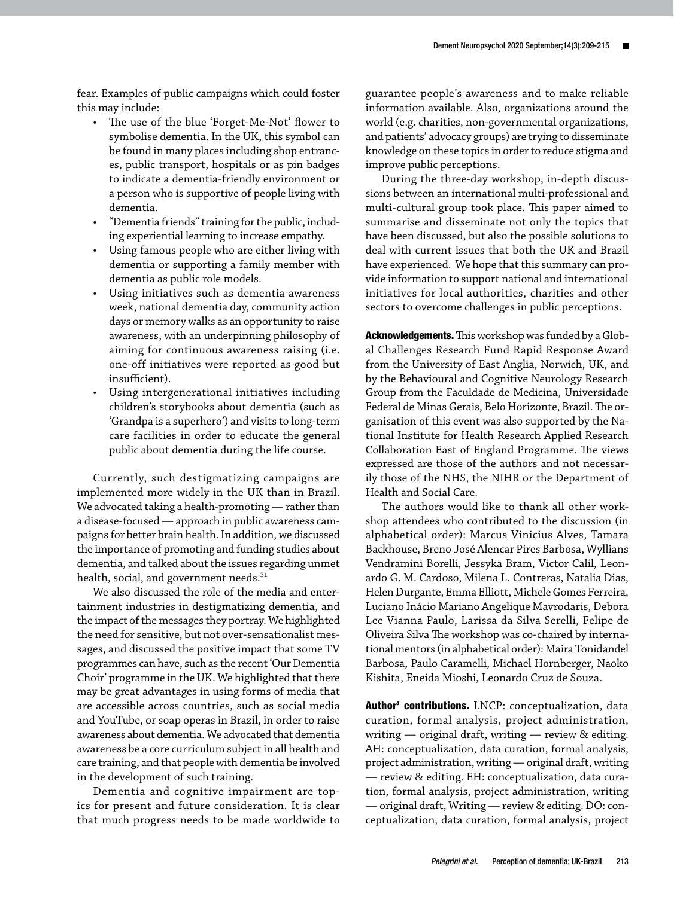fear. Examples of public campaigns which could foster this may include:

- The use of the blue 'Forget-Me-Not' flower to symbolise dementia. In the UK, this symbol can be found in many places including shop entrances, public transport, hospitals or as pin badges to indicate a dementia-friendly environment or a person who is supportive of people living with dementia.
- "Dementia friends" training for the public, including experiential learning to increase empathy.
- Using famous people who are either living with dementia or supporting a family member with dementia as public role models.
- Using initiatives such as dementia awareness week, national dementia day, community action days or memory walks as an opportunity to raise awareness, with an underpinning philosophy of aiming for continuous awareness raising (i.e. one-off initiatives were reported as good but insufficient).
- Using intergenerational initiatives including children's storybooks about dementia (such as 'Grandpa is a superhero') and visits to long-term care facilities in order to educate the general public about dementia during the life course.

Currently, such destigmatizing campaigns are implemented more widely in the UK than in Brazil. We advocated taking a health-promoting — rather than a disease-focused — approach in public awareness campaigns for better brain health. In addition, we discussed the importance of promoting and funding studies about dementia, and talked about the issues regarding unmet health, social, and government needs.[31]

We also discussed the role of the media and entertainment industries in destigmatizing dementia, and the impact of the messages they portray. We highlighted the need for sensitive, but not over-sensationalist messages, and discussed the positive impact that some TV programmes can have, such as the recent 'Our Dementia Choir' programme in the UK. We highlighted that there may be great advantages in using forms of media that are accessible across countries, such as social media and YouTube, or soap operas in Brazil, in order to raise awareness about dementia. We advocated that dementia awareness be a core curriculum subject in all health and care training, and that people with dementia be involved in the development of such training.

Dementia and cognitive impairment are topics for present and future consideration. It is clear that much progress needs to be made worldwide to guarantee people's awareness and to make reliable information available. Also, organizations around the world (e.g. charities, non-governmental organizations, and patients' advocacy groups) are trying to disseminate knowledge on these topics in order to reduce stigma and improve public perceptions.

During the three-day workshop, in-depth discussions between an international multi-professional and multi-cultural group took place. This paper aimed to summarise and disseminate not only the topics that have been discussed, but also the possible solutions to deal with current issues that both the UK and Brazil have experienced. We hope that this summary can provide information to support national and international initiatives for local authorities, charities and other sectors to overcome challenges in public perceptions.

**Acknowledgements.** This workshop was funded by a Global Challenges Research Fund Rapid Response Award from the University of East Anglia, Norwich, UK, and by the Behavioural and Cognitive Neurology Research Group from the Faculdade de Medicina, Universidade Federal de Minas Gerais, Belo Horizonte, Brazil. The organisation of this event was also supported by the National Institute for Health Research Applied Research Collaboration East of England Programme. The views expressed are those of the authors and not necessarily those of the NHS, the NIHR or the Department of Health and Social Care.

The authors would like to thank all other workshop attendees who contributed to the discussion (in alphabetical order): Marcus Vinicius Alves, Tamara Backhouse, Breno José Alencar Pires Barbosa, Wyllians Vendramini Borelli, Jessyka Bram, Victor Calil, Leonardo G. M. Cardoso, Milena L. Contreras, Natalia Dias, Helen Durgante, Emma Elliott, Michele Gomes Ferreira, Luciano Inácio Mariano Angelique Mavrodaris, Debora Lee Vianna Paulo, Larissa da Silva Serelli, Felipe de Oliveira Silva The workshop was co-chaired by international mentors (in alphabetical order): Maira Tonidandel Barbosa, Paulo Caramelli, Michael Hornberger, Naoko Kishita, Eneida Mioshi, Leonardo Cruz de Souza.

**Author' contributions.** LNCP: conceptualization, data curation, formal analysis, project administration, writing — original draft, writing — review & editing. AH: conceptualization, data curation, formal analysis, project administration, writing — original draft, writing — review & editing. EH: conceptualization, data curation, formal analysis, project administration, writing — original draft, Writing — review & editing. DO: conceptualization, data curation, formal analysis, project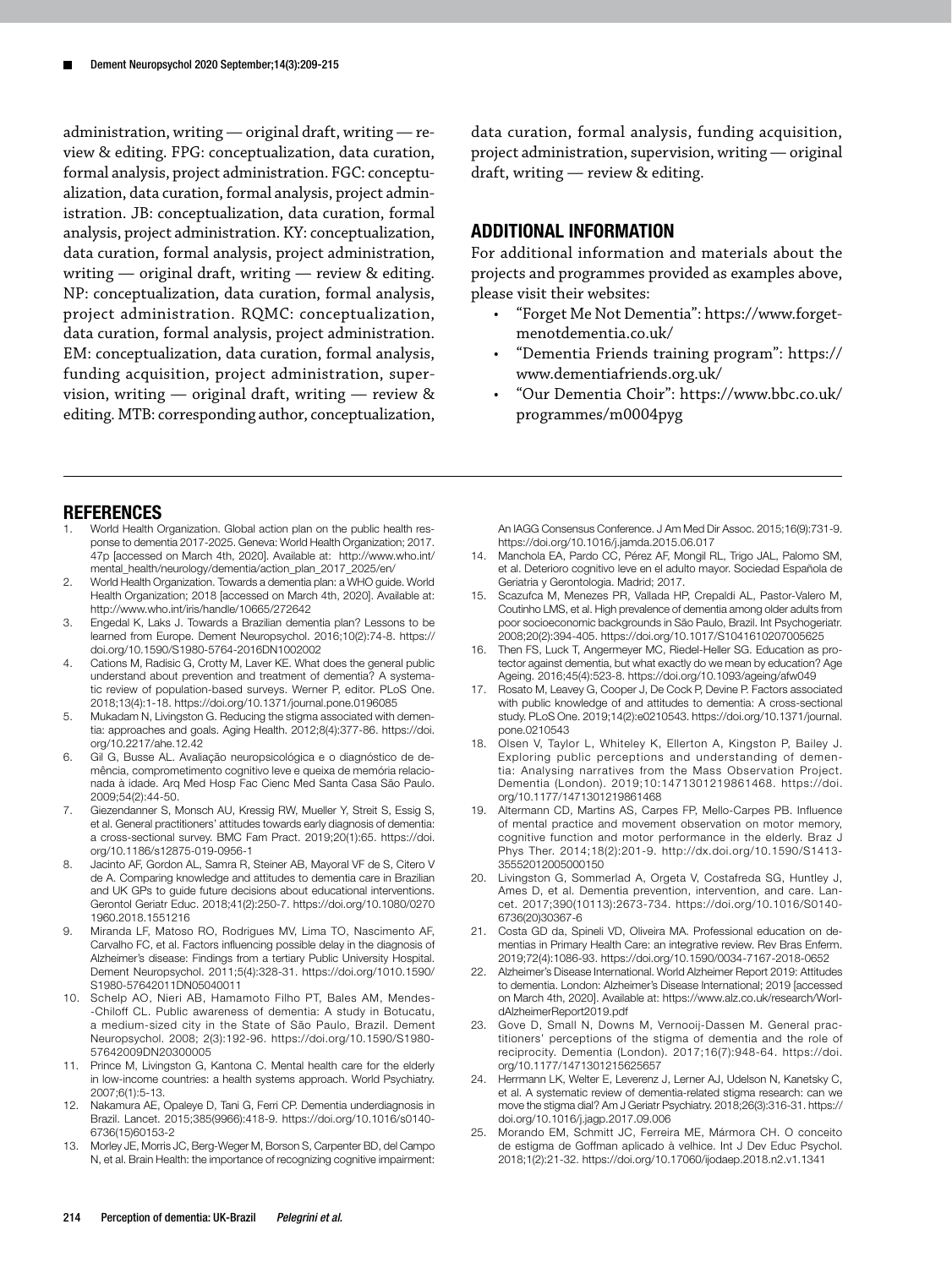administration, writing — original draft, writing — review & editing. FPG: conceptualization, data curation, formal analysis, project administration. FGC: conceptualization, data curation, formal analysis, project administration. JB: conceptualization, data curation, formal analysis, project administration. KY: conceptualization, data curation, formal analysis, project administration, writing — original draft, writing — review & editing. NP: conceptualization, data curation, formal analysis, project administration. RQMC: conceptualization, data curation, formal analysis, project administration. EM: conceptualization, data curation, formal analysis, funding acquisition, project administration, supervision, writing — original draft, writing — review & editing. MTB: corresponding author, conceptualization, data curation, formal analysis, funding acquisition, project administration, supervision, writing — original draft, writing — review & editing.

## ADDITIONAL INFORMATION

For additional information and materials about the projects and programmes provided as examples above, please visit their websites:

- "Forget Me Not Dementia": https://www.forgetmenotdementia.co.uk/
- "Dementia Friends training program": https://www.dementiafriends.org.uk/
- "Our Dementia Choir": https://www.bbc.co.uk/programmes/m0004pyg

## REFERENCES

1. World Health Organization. Global action plan on the public health response to dementia 2017-2025. Geneva: World Health Organization; 2017. 47p [accessed on March 4th, 2020]. Available at: http://www.who.int/mental_health/neurology/dementia/action_plan_2017_2025/en/
2. World Health Organization. Towards a dementia plan: a WHO guide. World Health Organization; 2018 [accessed on March 4th, 2020]. Available at: http://www.who.int/iris/handle/10665/272642
3. Engedal K, Laks J. Towards a Brazilian dementia plan? Lessons to be learned from Europe. Dement Neuropsychol. 2016;10(2):74-8. https://doi.org/10.1590/S1980-5764-2016DN1002002
4. Cations M, Radisic G, Crotty M, Laver KE. What does the general public understand about prevention and treatment of dementia? A systematic review of population-based surveys. Werner P, editor. PLoS One. 2018;13(4):1-18. https://doi.org/10.1371/journal.pone.0196085
5. Mukadam N, Livingston G. Reducing the stigma associated with dementia: approaches and goals. Aging Health. 2012;8(4):377-86. https://doi.org/10.2217/ahe.12.42
6. Gil G, Busse AL. Avaliação neuropsicológica e o diagnóstico de demência, comprometimento cognitivo leve e queixa de memória relacionada à idade. Arq Med Hosp Fac Cienc Med Santa Casa São Paulo. 2009;54(2):44-50.
7. Giezendanner S, Monsch AU, Kressig RW, Mueller Y, Streit S, Essig S, et al. General practitioners' attitudes towards early diagnosis of dementia: a cross-sectional survey. BMC Fam Pract. 2019;20(1):65. https://doi.org/10.1186/s12875-019-0956-1
8. Jacinto AF, Gordon AL, Samra R, Steiner AB, Mayoral VF de S, Citero V de A. Comparing knowledge and attitudes to dementia care in Brazilian and UK GPs to guide future decisions about educational interventions. Gerontol Geriatr Educ. 2018;41(2):250-7. https://doi.org/10.1080/02701960.2018.1551216
9. Miranda LF, Matoso RO, Rodrigues MV, Lima TO, Nascimento AF, Carvalho FC, et al. Factors influencing possible delay in the diagnosis of Alzheimer's disease: Findings from a tertiary Public University Hospital. Dement Neuropsychol. 2011;5(4):328-31. https://doi.org/1010.1590/S1980-57642011DN05040011
10. Schelp AO, Nieri AB, Hamamoto Filho PT, Bales AM, Mendes-Chiloff CL. Public awareness of dementia: A study in Botucatu, a medium-sized city in the State of São Paulo, Brazil. Dement Neuropsychol. 2008; 2(3):192-96. https://doi.org/10.1590/S1980-57642009DN20300005
11. Prince M, Livingston G, Kantona C. Mental health care for the elderly in low-income countries: a health systems approach. World Psychiatry. 2007;6(1):5-13.
12. Nakamura AE, Opaleye D, Tani G, Ferri CP. Dementia underdiagnosis in Brazil. Lancet. 2015;385(9966):418-9. https://doi.org/10.1016/s0140-6736(15)60153-2
13. Morley JE, Morris JC, Berg-Weger M, Borson S, Carpenter BD, del Campo N, et al. Brain Health: the importance of recognizing cognitive impairment: An IAGG Consensus Conference. J Am Med Dir Assoc. 2015;16(9):731-9. https://doi.org/10.1016/j.jamda.2015.06.017
14. Manchola EA, Pardo CC, Pérez AF, Mongil RL, Trigo JAL, Palomo SM, et al. Deterioro cognitivo leve en el adulto mayor. Sociedad Española de Geriatria y Gerontologia. Madrid; 2017.
15. Scazufca M, Menezes PR, Vallada HP, Crepaldi AL, Pastor-Valero M, Coutinho LMS, et al. High prevalence of dementia among older adults from poor socioeconomic backgrounds in São Paulo, Brazil. Int Psychogeriatr. 2008;20(2):394-405. https://doi.org/10.1017/S1041610207005625
16. Then FS, Luck T, Angermeyer MC, Riedel-Heller SG. Education as protector against dementia, but what exactly do we mean by education? Age Ageing. 2016;45(4):523-8. https://doi.org/10.1093/ageing/afw049
17. Rosato M, Leavey G, Cooper J, De Cock P, Devine P. Factors associated with public knowledge of and attitudes to dementia: A cross-sectional study. PLoS One. 2019;14(2):e0210543. https://doi.org/10.1371/journal.pone.0210543
18. Olsen V, Taylor L, Whiteley K, Ellerton A, Kingston P, Bailey J. Exploring public perceptions and understanding of dementia: Analysing narratives from the Mass Observation Project. Dementia (London). 2019;10:1471301219861468. https://doi.org/10.1177/1471301219861468
19. Altermann CD, Martins AS, Carpes FP, Mello-Carpes PB. Influence of mental practice and movement observation on motor memory, cognitive function and motor performance in the elderly. Braz J Phys Ther. 2014;18(2):201-9. http://dx.doi.org/10.1590/S1413-35552012005000150
20. Livingston G, Sommerlad A, Orgeta V, Costafreda SG, Huntley J, Ames D, et al. Dementia prevention, intervention, and care. Lancet. 2017;390(10113):2673-734. https://doi.org/10.1016/S0140-6736(20)30367-6
21. Costa GD da, Spineli VD, Oliveira MA. Professional education on dementias in Primary Health Care: an integrative review. Rev Bras Enferm. 2019;72(4):1086-93. https://doi.org/10.1590/0034-7167-2018-0652
22. Alzheimer's Disease International. World Alzheimer Report 2019: Attitudes to dementia. London: Alzheimer's Disease International; 2019 [accessed on March 4th, 2020]. Available at: https://www.alz.co.uk/research/WorldAlzheimerReport2019.pdf
23. Gove D, Small N, Downs M, Vernooij-Dassen M. General practitioners' perceptions of the stigma of dementia and the role of reciprocity. Dementia (London). 2017;16(7):948-64. https://doi.org/10.1177/1471301215625657
24. Herrmann LK, Welter E, Leverenz J, Lerner AJ, Udelson N, Kanetsky C, et al. A systematic review of dementia-related stigma research: can we move the stigma dial? Am J Geriatr Psychiatry. 2018;26(3):316-31. https://doi.org/10.1016/j.jagp.2017.09.006
25. Morando EM, Schmitt JC, Ferreira ME, Mármora CH. O conceito de estigma de Goffman aplicado à velhice. Int J Dev Educ Psychol. 2018;1(2):21-32. https://doi.org/10.17060/ijodaep.2018.n2.v1.1341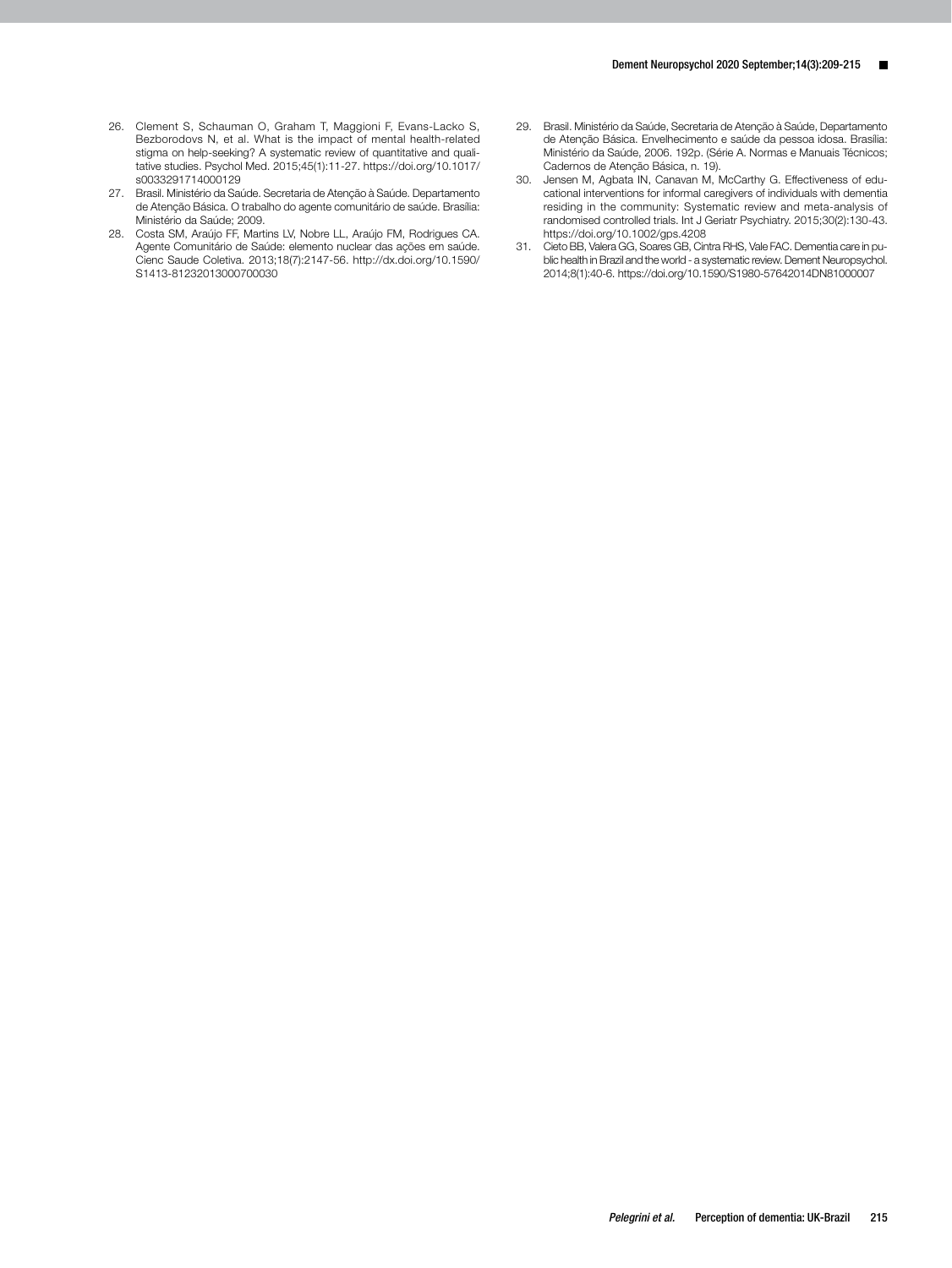26. Clement S, Schauman O, Graham T, Maggioni F, Evans-Lacko S, Bezborodovs N, et al. What is the impact of mental health-related stigma on help-seeking? A systematic review of quantitative and qualitative studies. Psychol Med. 2015;45(1):11-27. https://doi.org/10.1017/s0033291714000129
27. Brasil. Ministério da Saúde. Secretaria de Atenção à Saúde. Departamento de Atenção Básica. O trabalho do agente comunitário de saúde. Brasília: Ministério da Saúde; 2009.
28. Costa SM, Araújo FF, Martins LV, Nobre LL, Araújo FM, Rodrigues CA. Agente Comunitário de Saúde: elemento nuclear das ações em saúde. Cienc Saude Coletiva. 2013;18(7):2147-56. http://dx.doi.org/10.1590/S1413-81232013000700030
29. Brasil. Ministério da Saúde, Secretaria de Atenção à Saúde, Departamento de Atenção Básica. Envelhecimento e saúde da pessoa idosa. Brasília: Ministério da Saúde, 2006. 192p. (Série A. Normas e Manuais Técnicos; Cadernos de Atenção Básica, n. 19).
30. Jensen M, Agbata IN, Canavan M, McCarthy G. Effectiveness of educational interventions for informal caregivers of individuals with dementia residing in the community: Systematic review and meta-analysis of randomised controlled trials. Int J Geriatr Psychiatry. 2015;30(2):130-43. https://doi.org/10.1002/gps.4208
31. Cieto BB, Valera GG, Soares GB, Cintra RHS, Vale FAC. Dementia care in public health in Brazil and the world - a systematic review. Dement Neuropsychol. 2014;8(1):40-6. https://doi.org/10.1590/S1980-57642014DN81000007